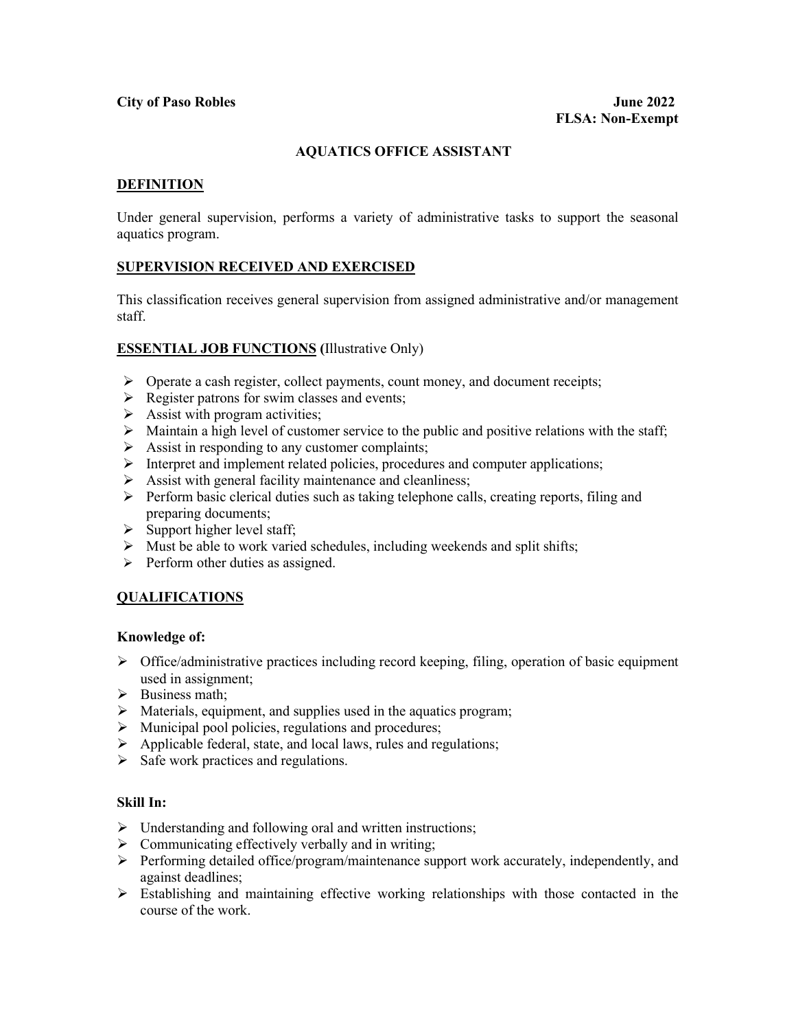**City of Paso Robles** **June 2022**
**FLSA: Non-Exempt**

# AQUATICS OFFICE ASSISTANT

## DEFINITION

Under general supervision, performs a variety of administrative tasks to support the seasonal aquatics program.

## SUPERVISION RECEIVED AND EXERCISED

This classification receives general supervision from assigned administrative and/or management staff.

## ESSENTIAL JOB FUNCTIONS (Illustrative Only)

- Operate a cash register, collect payments, count money, and document receipts;
- Register patrons for swim classes and events;
- Assist with program activities;
- Maintain a high level of customer service to the public and positive relations with the staff;
- Assist in responding to any customer complaints;
- Interpret and implement related policies, procedures and computer applications;
- Assist with general facility maintenance and cleanliness;
- Perform basic clerical duties such as taking telephone calls, creating reports, filing and preparing documents;
- Support higher level staff;
- Must be able to work varied schedules, including weekends and split shifts;
- Perform other duties as assigned.

## QUALIFICATIONS

### Knowledge of:

- Office/administrative practices including record keeping, filing, operation of basic equipment used in assignment;
- Business math;
- Materials, equipment, and supplies used in the aquatics program;
- Municipal pool policies, regulations and procedures;
- Applicable federal, state, and local laws, rules and regulations;
- Safe work practices and regulations.

### Skill In:

- Understanding and following oral and written instructions;
- Communicating effectively verbally and in writing;
- Performing detailed office/program/maintenance support work accurately, independently, and against deadlines;
- Establishing and maintaining effective working relationships with those contacted in the course of the work.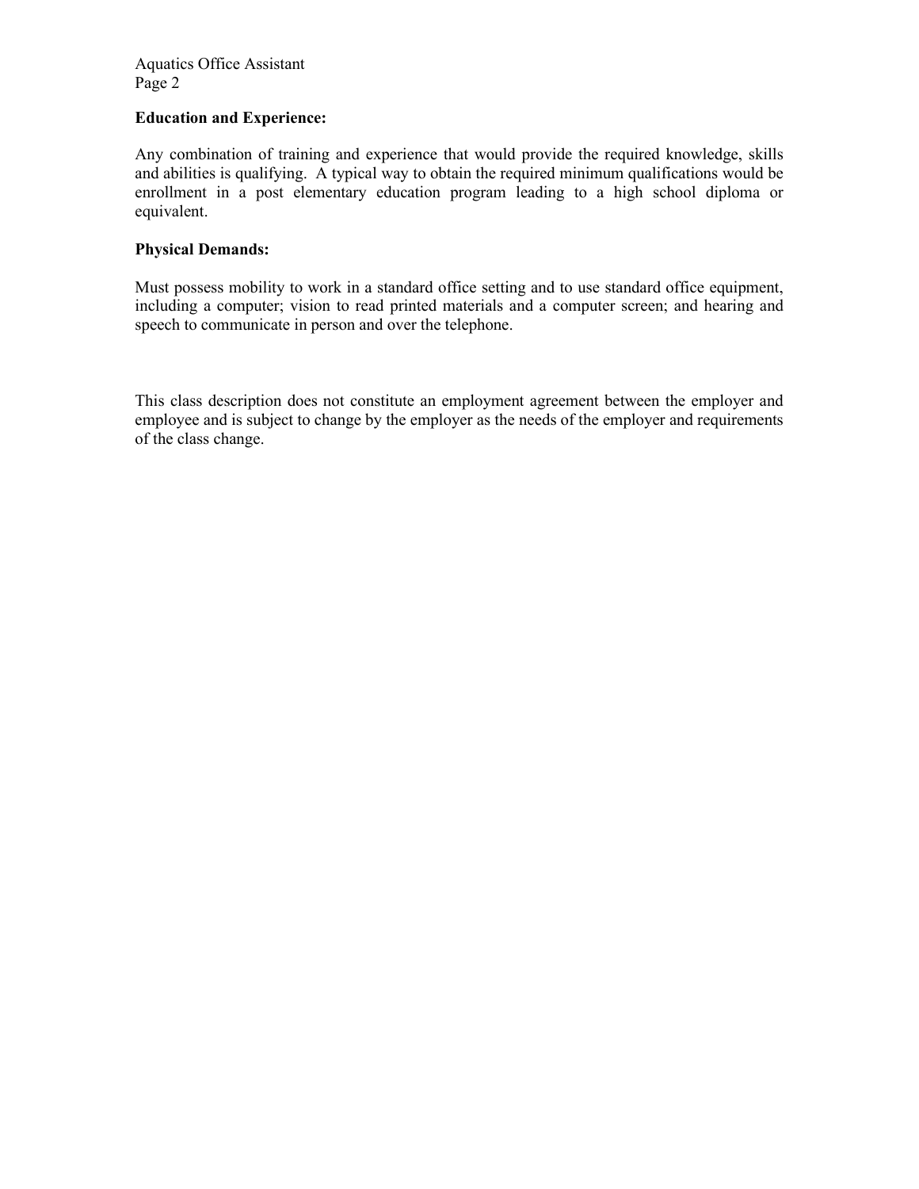**Education and Experience:**

Any combination of training and experience that would provide the required knowledge, skills and abilities is qualifying. A typical way to obtain the required minimum qualifications would be enrollment in a post elementary education program leading to a high school diploma or equivalent.

**Physical Demands:**

Must possess mobility to work in a standard office setting and to use standard office equipment, including a computer; vision to read printed materials and a computer screen; and hearing and speech to communicate in person and over the telephone.

This class description does not constitute an employment agreement between the employer and employee and is subject to change by the employer as the needs of the employer and requirements of the class change.